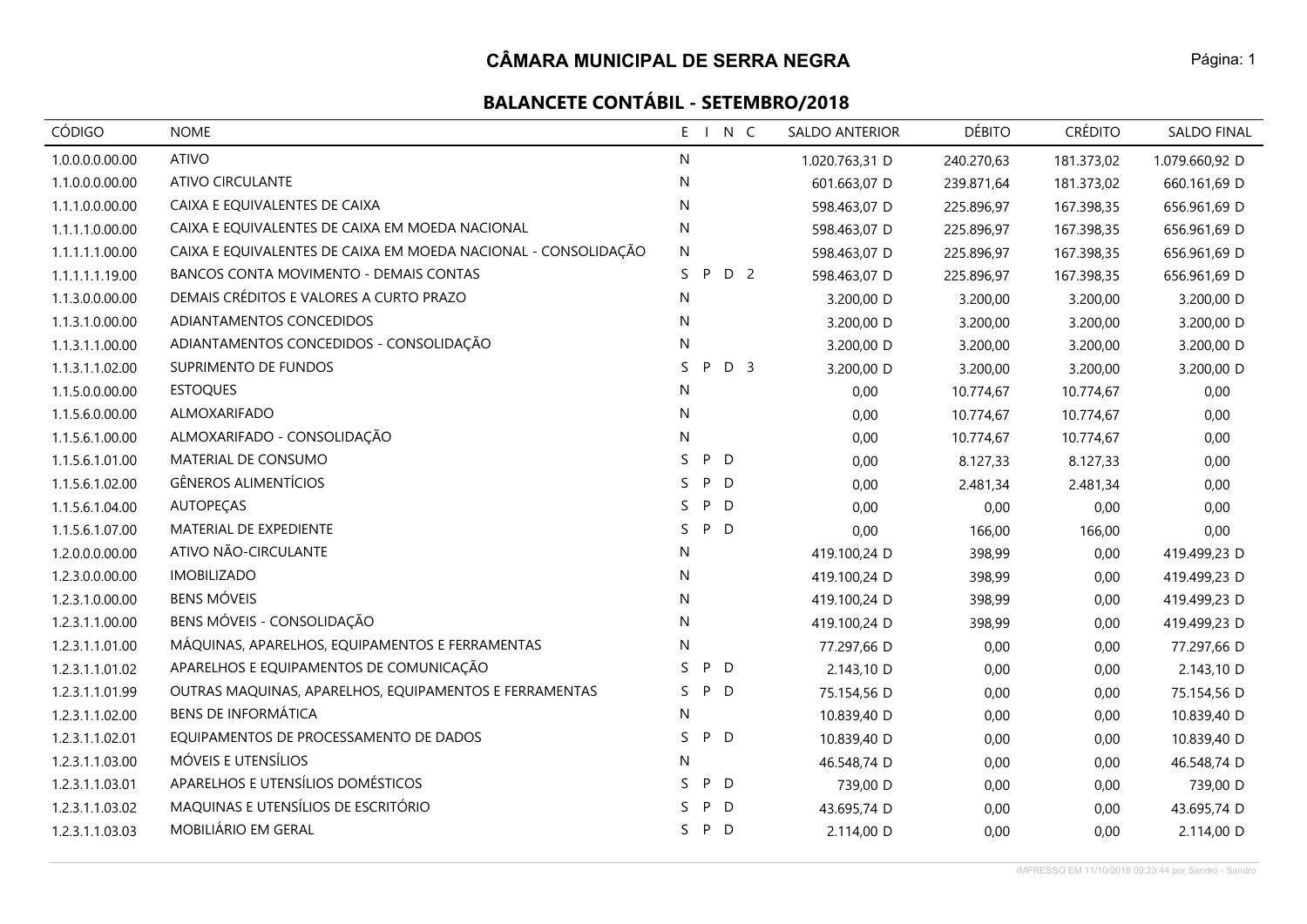# CÂMARA MUNICIPAL DE SERRA NEGRA

## BALANCETE CONTÁBIL - SETEMBRO/2018

| CÓDIGO | NOME | E | I | N | C | SALDO ANTERIOR | DÉBITO | CRÉDITO | SALDO FINAL |
|---|---|---|---|---|---|---|---|---|---|
| 1.0.0.0.0.00.00 | ATIVO | N | | | | 1.020.763,31 D | 240.270,63 | 181.373,02 | 1.079.660,92 D |
| 1.1.0.0.0.00.00 | ATIVO CIRCULANTE | N | | | | 601.663,07 D | 239.871,64 | 181.373,02 | 660.161,69 D |
| 1.1.1.0.0.00.00 | CAIXA E EQUIVALENTES DE CAIXA | N | | | | 598.463,07 D | 225.896,97 | 167.398,35 | 656.961,69 D |
| 1.1.1.1.0.00.00 | CAIXA E EQUIVALENTES DE CAIXA EM MOEDA NACIONAL | N | | | | 598.463,07 D | 225.896,97 | 167.398,35 | 656.961,69 D |
| 1.1.1.1.1.00.00 | CAIXA E EQUIVALENTES DE CAIXA EM MOEDA NACIONAL - CONSOLIDAÇÃO | N | | | | 598.463,07 D | 225.896,97 | 167.398,35 | 656.961,69 D |
| 1.1.1.1.1.19.00 | BANCOS CONTA MOVIMENTO - DEMAIS CONTAS | S | P | D | 2 | 598.463,07 D | 225.896,97 | 167.398,35 | 656.961,69 D |
| 1.1.3.0.0.00.00 | DEMAIS CRÉDITOS E VALORES A CURTO PRAZO | N | | | | 3.200,00 D | 3.200,00 | 3.200,00 | 3.200,00 D |
| 1.1.3.1.0.00.00 | ADIANTAMENTOS CONCEDIDOS | N | | | | 3.200,00 D | 3.200,00 | 3.200,00 | 3.200,00 D |
| 1.1.3.1.1.00.00 | ADIANTAMENTOS CONCEDIDOS - CONSOLIDAÇÃO | N | | | | 3.200,00 D | 3.200,00 | 3.200,00 | 3.200,00 D |
| 1.1.3.1.1.02.00 | SUPRIMENTO DE FUNDOS | S | P | D | 3 | 3.200,00 D | 3.200,00 | 3.200,00 | 3.200,00 D |
| 1.1.5.0.0.00.00 | ESTOQUES | N | | | | 0,00 | 10.774,67 | 10.774,67 | 0,00 |
| 1.1.5.6.0.00.00 | ALMOXARIFADO | N | | | | 0,00 | 10.774,67 | 10.774,67 | 0,00 |
| 1.1.5.6.1.00.00 | ALMOXARIFADO - CONSOLIDAÇÃO | N | | | | 0,00 | 10.774,67 | 10.774,67 | 0,00 |
| 1.1.5.6.1.01.00 | MATERIAL DE CONSUMO | S | P | D | | 0,00 | 8.127,33 | 8.127,33 | 0,00 |
| 1.1.5.6.1.02.00 | GÊNEROS ALIMENTÍCIOS | S | P | D | | 0,00 | 2.481,34 | 2.481,34 | 0,00 |
| 1.1.5.6.1.04.00 | AUTOPEÇAS | S | P | D | | 0,00 | 0,00 | 0,00 | 0,00 |
| 1.1.5.6.1.07.00 | MATERIAL DE EXPEDIENTE | S | P | D | | 0,00 | 166,00 | 166,00 | 0,00 |
| 1.2.0.0.0.00.00 | ATIVO NÃO-CIRCULANTE | N | | | | 419.100,24 D | 398,99 | 0,00 | 419.499,23 D |
| 1.2.3.0.0.00.00 | IMOBILIZADO | N | | | | 419.100,24 D | 398,99 | 0,00 | 419.499,23 D |
| 1.2.3.1.0.00.00 | BENS MÓVEIS | N | | | | 419.100,24 D | 398,99 | 0,00 | 419.499,23 D |
| 1.2.3.1.1.00.00 | BENS MÓVEIS - CONSOLIDAÇÃO | N | | | | 419.100,24 D | 398,99 | 0,00 | 419.499,23 D |
| 1.2.3.1.1.01.00 | MÁQUINAS, APARELHOS, EQUIPAMENTOS E FERRAMENTAS | N | | | | 77.297,66 D | 0,00 | 0,00 | 77.297,66 D |
| 1.2.3.1.1.01.02 | APARELHOS E EQUIPAMENTOS DE COMUNICAÇÃO | S | P | D | | 2.143,10 D | 0,00 | 0,00 | 2.143,10 D |
| 1.2.3.1.1.01.99 | OUTRAS MAQUINAS, APARELHOS, EQUIPAMENTOS E FERRAMENTAS | S | P | D | | 75.154,56 D | 0,00 | 0,00 | 75.154,56 D |
| 1.2.3.1.1.02.00 | BENS DE INFORMÁTICA | N | | | | 10.839,40 D | 0,00 | 0,00 | 10.839,40 D |
| 1.2.3.1.1.02.01 | EQUIPAMENTOS DE PROCESSAMENTO DE DADOS | S | P | D | | 10.839,40 D | 0,00 | 0,00 | 10.839,40 D |
| 1.2.3.1.1.03.00 | MÓVEIS E UTENSÍLIOS | N | | | | 46.548,74 D | 0,00 | 0,00 | 46.548,74 D |
| 1.2.3.1.1.03.01 | APARELHOS E UTENSÍLIOS DOMÉSTICOS | S | P | D | | 739,00 D | 0,00 | 0,00 | 739,00 D |
| 1.2.3.1.1.03.02 | MAQUINAS E UTENSÍLIOS DE ESCRITÓRIO | S | P | D | | 43.695,74 D | 0,00 | 0,00 | 43.695,74 D |
| 1.2.3.1.1.03.03 | MOBILIÁRIO EM GERAL | S | P | D | | 2.114,00 D | 0,00 | 0,00 | 2.114,00 D |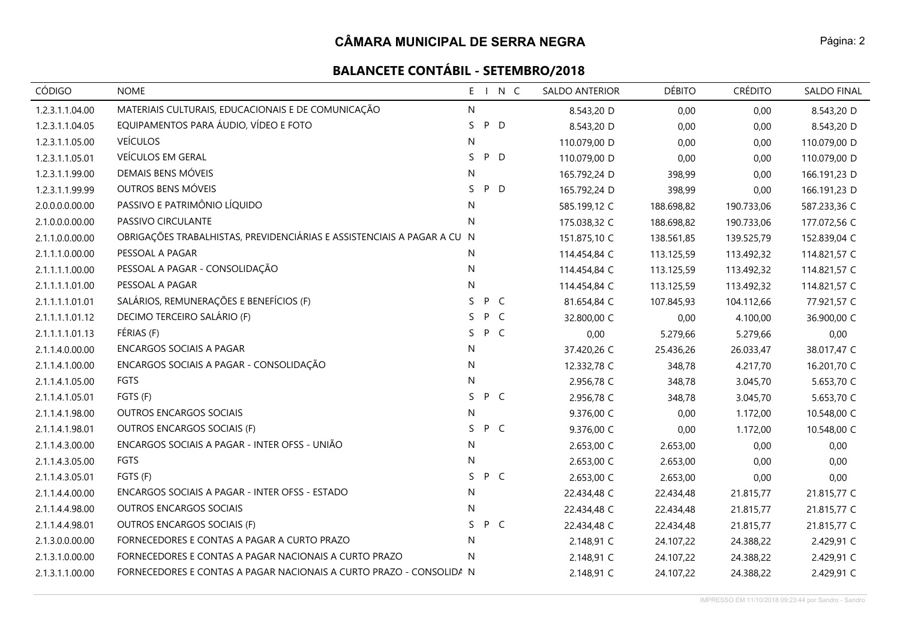## CÂMARA MUNICIPAL DE SERRA NEGRA

### BALANCETE CONTÁBIL - SETEMBRO/2018

| CÓDIGO | NOME | E | I | N | C | SALDO ANTERIOR | DÉBITO | CRÉDITO | SALDO FINAL |
|---|---|---|---|---|---|---|---|---|---|
| 1.2.3.1.1.04.00 | MATERIAIS CULTURAIS, EDUCACIONAIS E DE COMUNICAÇÃO | N | | | | 8.543,20 D | 0,00 | 0,00 | 8.543,20 D |
| 1.2.3.1.1.04.05 | EQUIPAMENTOS PARA ÁUDIO, VÍDEO E FOTO | S | P | D | | 8.543,20 D | 0,00 | 0,00 | 8.543,20 D |
| 1.2.3.1.1.05.00 | VEÍCULOS | N | | | | 110.079,00 D | 0,00 | 0,00 | 110.079,00 D |
| 1.2.3.1.1.05.01 | VEÍCULOS EM GERAL | S | P | D | | 110.079,00 D | 0,00 | 0,00 | 110.079,00 D |
| 1.2.3.1.1.99.00 | DEMAIS BENS MÓVEIS | N | | | | 165.792,24 D | 398,99 | 0,00 | 166.191,23 D |
| 1.2.3.1.1.99.99 | OUTROS BENS MÓVEIS | S | P | D | | 165.792,24 D | 398,99 | 0,00 | 166.191,23 D |
| 2.0.0.0.0.00.00 | PASSIVO E PATRIMÔNIO LÍQUIDO | N | | | | 585.199,12 C | 188.698,82 | 190.733,06 | 587.233,36 C |
| 2.1.0.0.0.00.00 | PASSIVO CIRCULANTE | N | | | | 175.038,32 C | 188.698,82 | 190.733,06 | 177.072,56 C |
| 2.1.1.0.0.00.00 | OBRIGAÇÕES TRABALHISTAS, PREVIDENCIÁRIAS E ASSISTENCIAIS A PAGAR A CU | N | | | | 151.875,10 C | 138.561,85 | 139.525,79 | 152.839,04 C |
| 2.1.1.1.0.00.00 | PESSOAL A PAGAR | N | | | | 114.454,84 C | 113.125,59 | 113.492,32 | 114.821,57 C |
| 2.1.1.1.1.00.00 | PESSOAL A PAGAR - CONSOLIDAÇÃO | N | | | | 114.454,84 C | 113.125,59 | 113.492,32 | 114.821,57 C |
| 2.1.1.1.1.01.00 | PESSOAL A PAGAR | N | | | | 114.454,84 C | 113.125,59 | 113.492,32 | 114.821,57 C |
| 2.1.1.1.1.01.01 | SALÁRIOS, REMUNERAÇÕES E BENEFÍCIOS (F) | S | P | C | | 81.654,84 C | 107.845,93 | 104.112,66 | 77.921,57 C |
| 2.1.1.1.1.01.12 | DECIMO TERCEIRO SALÁRIO (F) | S | P | C | | 32.800,00 C | 0,00 | 4.100,00 | 36.900,00 C |
| 2.1.1.1.1.01.13 | FÉRIAS (F) | S | P | C | | 0,00 | 5.279,66 | 5.279,66 | 0,00 |
| 2.1.1.4.0.00.00 | ENCARGOS SOCIAIS A PAGAR | N | | | | 37.420,26 C | 25.436,26 | 26.033,47 | 38.017,47 C |
| 2.1.1.4.1.00.00 | ENCARGOS SOCIAIS A PAGAR - CONSOLIDAÇÃO | N | | | | 12.332,78 C | 348,78 | 4.217,70 | 16.201,70 C |
| 2.1.1.4.1.05.00 | FGTS | N | | | | 2.956,78 C | 348,78 | 3.045,70 | 5.653,70 C |
| 2.1.1.4.1.05.01 | FGTS (F) | S | P | C | | 2.956,78 C | 348,78 | 3.045,70 | 5.653,70 C |
| 2.1.1.4.1.98.00 | OUTROS ENCARGOS SOCIAIS | N | | | | 9.376,00 C | 0,00 | 1.172,00 | 10.548,00 C |
| 2.1.1.4.1.98.01 | OUTROS ENCARGOS SOCIAIS (F) | S | P | C | | 9.376,00 C | 0,00 | 1.172,00 | 10.548,00 C |
| 2.1.1.4.3.00.00 | ENCARGOS SOCIAIS A PAGAR - INTER OFSS - UNIÃO | N | | | | 2.653,00 C | 2.653,00 | 0,00 | 0,00 |
| 2.1.1.4.3.05.00 | FGTS | N | | | | 2.653,00 C | 2.653,00 | 0,00 | 0,00 |
| 2.1.1.4.3.05.01 | FGTS (F) | S | P | C | | 2.653,00 C | 2.653,00 | 0,00 | 0,00 |
| 2.1.1.4.4.00.00 | ENCARGOS SOCIAIS A PAGAR - INTER OFSS - ESTADO | N | | | | 22.434,48 C | 22.434,48 | 21.815,77 | 21.815,77 C |
| 2.1.1.4.4.98.00 | OUTROS ENCARGOS SOCIAIS | N | | | | 22.434,48 C | 22.434,48 | 21.815,77 | 21.815,77 C |
| 2.1.1.4.4.98.01 | OUTROS ENCARGOS SOCIAIS (F) | S | P | C | | 22.434,48 C | 22.434,48 | 21.815,77 | 21.815,77 C |
| 2.1.3.0.0.00.00 | FORNECEDORES E CONTAS A PAGAR A CURTO PRAZO | N | | | | 2.148,91 C | 24.107,22 | 24.388,22 | 2.429,91 C |
| 2.1.3.1.0.00.00 | FORNECEDORES E CONTAS A PAGAR NACIONAIS A CURTO PRAZO | N | | | | 2.148,91 C | 24.107,22 | 24.388,22 | 2.429,91 C |
| 2.1.3.1.1.00.00 | FORNECEDORES E CONTAS A PAGAR NACIONAIS A CURTO PRAZO - CONSOLIDA | N | | | | 2.148,91 C | 24.107,22 | 24.388,22 | 2.429,91 C |

IMPRESSO EM 11/10/2018 09:23:44 por Sandro - Sandro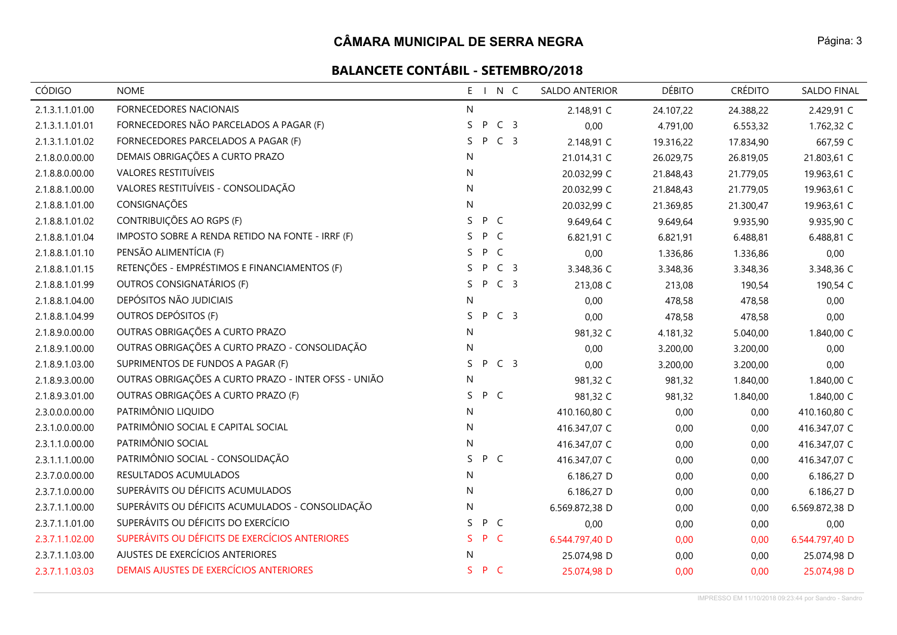# CÂMARA MUNICIPAL DE SERRA NEGRA

## BALANCETE CONTÁBIL - SETEMBRO/2018

| CÓDIGO | NOME | E | I | N | C | SALDO ANTERIOR | DÉBITO | CRÉDITO | SALDO FINAL |
|---|---|---|---|---|---|---|---|---|---|
| 2.1.3.1.1.01.00 | FORNECEDORES NACIONAIS | N | | | | 2.148,91 C | 24.107,22 | 24.388,22 | 2.429,91 C |
| 2.1.3.1.1.01.01 | FORNECEDORES NÃO PARCELADOS A PAGAR (F) | S | P | C | 3 | 0,00 | 4.791,00 | 6.553,32 | 1.762,32 C |
| 2.1.3.1.1.01.02 | FORNECEDORES PARCELADOS A PAGAR (F) | S | P | C | 3 | 2.148,91 C | 19.316,22 | 17.834,90 | 667,59 C |
| 2.1.8.0.0.00.00 | DEMAIS OBRIGAÇÕES A CURTO PRAZO | N | | | | 21.014,31 C | 26.029,75 | 26.819,05 | 21.803,61 C |
| 2.1.8.8.0.00.00 | VALORES RESTITUÍVEIS | N | | | | 20.032,99 C | 21.848,43 | 21.779,05 | 19.963,61 C |
| 2.1.8.8.1.00.00 | VALORES RESTITUÍVEIS - CONSOLIDAÇÃO | N | | | | 20.032,99 C | 21.848,43 | 21.779,05 | 19.963,61 C |
| 2.1.8.8.1.01.00 | CONSIGNAÇÕES | N | | | | 20.032,99 C | 21.369,85 | 21.300,47 | 19.963,61 C |
| 2.1.8.8.1.01.02 | CONTRIBUIÇÕES AO RGPS (F) | S | P | C | | 9.649,64 C | 9.649,64 | 9.935,90 | 9.935,90 C |
| 2.1.8.8.1.01.04 | IMPOSTO SOBRE A RENDA RETIDO NA FONTE - IRRF (F) | S | P | C | | 6.821,91 C | 6.821,91 | 6.488,81 | 6.488,81 C |
| 2.1.8.8.1.01.10 | PENSÃO ALIMENTÍCIA (F) | S | P | C | | 0,00 | 1.336,86 | 1.336,86 | 0,00 |
| 2.1.8.8.1.01.15 | RETENÇÕES - EMPRÉSTIMOS E FINANCIAMENTOS (F) | S | P | C | 3 | 3.348,36 C | 3.348,36 | 3.348,36 | 3.348,36 C |
| 2.1.8.8.1.01.99 | OUTROS CONSIGNATÁRIOS (F) | S | P | C | 3 | 213,08 C | 213,08 | 190,54 | 190,54 C |
| 2.1.8.8.1.04.00 | DEPÓSITOS NÃO JUDICIAIS | N | | | | 0,00 | 478,58 | 478,58 | 0,00 |
| 2.1.8.8.1.04.99 | OUTROS DEPÓSITOS (F) | S | P | C | 3 | 0,00 | 478,58 | 478,58 | 0,00 |
| 2.1.8.9.0.00.00 | OUTRAS OBRIGAÇÕES A CURTO PRAZO | N | | | | 981,32 C | 4.181,32 | 5.040,00 | 1.840,00 C |
| 2.1.8.9.1.00.00 | OUTRAS OBRIGAÇÕES A CURTO PRAZO - CONSOLIDAÇÃO | N | | | | 0,00 | 3.200,00 | 3.200,00 | 0,00 |
| 2.1.8.9.1.03.00 | SUPRIMENTOS DE FUNDOS A PAGAR (F) | S | P | C | 3 | 0,00 | 3.200,00 | 3.200,00 | 0,00 |
| 2.1.8.9.3.00.00 | OUTRAS OBRIGAÇÕES A CURTO PRAZO - INTER OFSS - UNIÃO | N | | | | 981,32 C | 981,32 | 1.840,00 | 1.840,00 C |
| 2.1.8.9.3.01.00 | OUTRAS OBRIGAÇÕES A CURTO PRAZO (F) | S | P | C | | 981,32 C | 981,32 | 1.840,00 | 1.840,00 C |
| 2.3.0.0.0.00.00 | PATRIMÔNIO LIQUIDO | N | | | | 410.160,80 C | 0,00 | 0,00 | 410.160,80 C |
| 2.3.1.0.0.00.00 | PATRIMÔNIO SOCIAL E CAPITAL SOCIAL | N | | | | 416.347,07 C | 0,00 | 0,00 | 416.347,07 C |
| 2.3.1.1.0.00.00 | PATRIMÔNIO SOCIAL | N | | | | 416.347,07 C | 0,00 | 0,00 | 416.347,07 C |
| 2.3.1.1.1.00.00 | PATRIMÔNIO SOCIAL - CONSOLIDAÇÃO | S | P | C | | 416.347,07 C | 0,00 | 0,00 | 416.347,07 C |
| 2.3.7.0.0.00.00 | RESULTADOS ACUMULADOS | N | | | | 6.186,27 D | 0,00 | 0,00 | 6.186,27 D |
| 2.3.7.1.0.00.00 | SUPERÁVITS OU DÉFICITS ACUMULADOS | N | | | | 6.186,27 D | 0,00 | 0,00 | 6.186,27 D |
| 2.3.7.1.1.00.00 | SUPERÁVITS OU DÉFICITS ACUMULADOS - CONSOLIDAÇÃO | N | | | | 6.569.872,38 D | 0,00 | 0,00 | 6.569.872,38 D |
| 2.3.7.1.1.01.00 | SUPERÁVITS OU DÉFICITS DO EXERCÍCIO | S | P | C | | 0,00 | 0,00 | 0,00 | 0,00 |
| 2.3.7.1.1.02.00 | SUPERÁVITS OU DÉFICITS DE EXERCÍCIOS ANTERIORES | S | P | C | | 6.544.797,40 D | 0,00 | 0,00 | 6.544.797,40 D |
| 2.3.7.1.1.03.00 | AJUSTES DE EXERCÍCIOS ANTERIORES | N | | | | 25.074,98 D | 0,00 | 0,00 | 25.074,98 D |
| 2.3.7.1.1.03.03 | DEMAIS AJUSTES DE EXERCÍCIOS ANTERIORES | S | P | C | | 25.074,98 D | 0,00 | 0,00 | 25.074,98 D |

IMPRESSO EM 11/10/2018 09:23:44 por Sandro - Sandro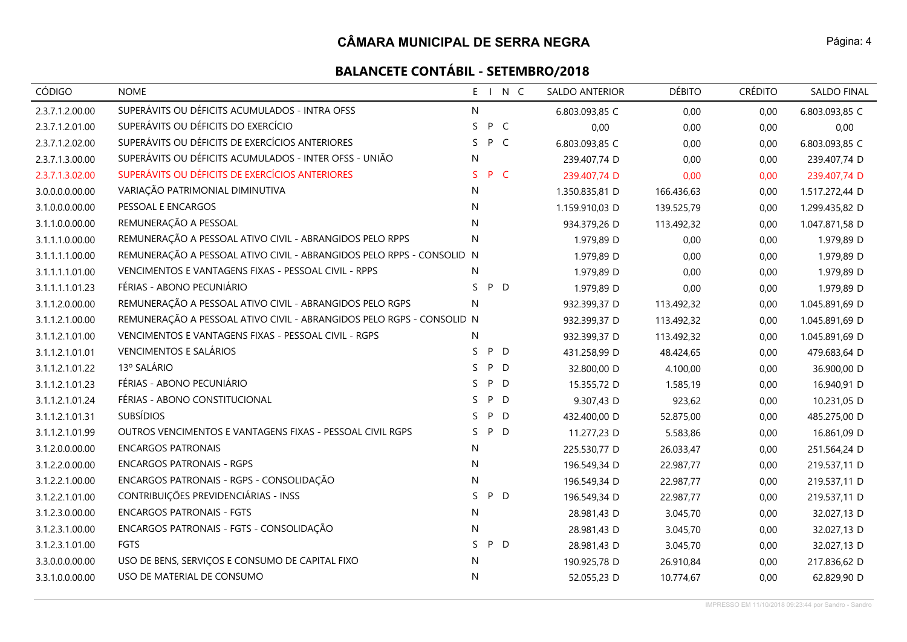# CÂMARA MUNICIPAL DE SERRA NEGRA

## BALANCETE CONTÁBIL - SETEMBRO/2018

| CÓDIGO | NOME | E | I | N | C | SALDO ANTERIOR | DÉBITO | CRÉDITO | SALDO FINAL |
|---|---|---|---|---|---|---|---|---|---|
| 2.3.7.1.2.00.00 | SUPERÁVITS OU DÉFICITS ACUMULADOS - INTRA OFSS | N | | | | 6.803.093,85 C | 0,00 | 0,00 | 6.803.093,85 C |
| 2.3.7.1.2.01.00 | SUPERÁVITS OU DÉFICITS DO EXERCÍCIO | S | P | C | | 0,00 | 0,00 | 0,00 | 0,00 |
| 2.3.7.1.2.02.00 | SUPERÁVITS OU DÉFICITS DE EXERCÍCIOS ANTERIORES | S | P | C | | 6.803.093,85 C | 0,00 | 0,00 | 6.803.093,85 C |
| 2.3.7.1.3.00.00 | SUPERÁVITS OU DÉFICITS ACUMULADOS - INTER OFSS - UNIÃO | N | | | | 239.407,74 D | 0,00 | 0,00 | 239.407,74 D |
| 2.3.7.1.3.02.00 | SUPERÁVITS OU DÉFICITS DE EXERCÍCIOS ANTERIORES | S | P | C | | 239.407,74 D | 0,00 | 0,00 | 239.407,74 D |
| 3.0.0.0.0.00.00 | VARIAÇÃO PATRIMONIAL DIMINUTIVA | N | | | | 1.350.835,81 D | 166.436,63 | 0,00 | 1.517.272,44 D |
| 3.1.0.0.0.00.00 | PESSOAL E ENCARGOS | N | | | | 1.159.910,03 D | 139.525,79 | 0,00 | 1.299.435,82 D |
| 3.1.1.0.0.00.00 | REMUNERAÇÃO A PESSOAL | N | | | | 934.379,26 D | 113.492,32 | 0,00 | 1.047.871,58 D |
| 3.1.1.1.0.00.00 | REMUNERAÇÃO A PESSOAL ATIVO CIVIL - ABRANGIDOS PELO RPPS | N | | | | 1.979,89 D | 0,00 | 0,00 | 1.979,89 D |
| 3.1.1.1.1.00.00 | REMUNERAÇÃO A PESSOAL ATIVO CIVIL - ABRANGIDOS PELO RPPS - CONSOLID | N | | | | 1.979,89 D | 0,00 | 0,00 | 1.979,89 D |
| 3.1.1.1.1.01.00 | VENCIMENTOS E VANTAGENS FIXAS - PESSOAL CIVIL - RPPS | N | | | | 1.979,89 D | 0,00 | 0,00 | 1.979,89 D |
| 3.1.1.1.1.01.23 | FÉRIAS - ABONO PECUNIÁRIO | S | P | D | | 1.979,89 D | 0,00 | 0,00 | 1.979,89 D |
| 3.1.1.2.0.00.00 | REMUNERAÇÃO A PESSOAL ATIVO CIVIL - ABRANGIDOS PELO RGPS | N | | | | 932.399,37 D | 113.492,32 | 0,00 | 1.045.891,69 D |
| 3.1.1.2.1.00.00 | REMUNERAÇÃO A PESSOAL ATIVO CIVIL - ABRANGIDOS PELO RGPS - CONSOLID | N | | | | 932.399,37 D | 113.492,32 | 0,00 | 1.045.891,69 D |
| 3.1.1.2.1.01.00 | VENCIMENTOS E VANTAGENS FIXAS - PESSOAL CIVIL - RGPS | N | | | | 932.399,37 D | 113.492,32 | 0,00 | 1.045.891,69 D |
| 3.1.1.2.1.01.01 | VENCIMENTOS E SALÁRIOS | S | P | D | | 431.258,99 D | 48.424,65 | 0,00 | 479.683,64 D |
| 3.1.1.2.1.01.22 | 13º SALÁRIO | S | P | D | | 32.800,00 D | 4.100,00 | 0,00 | 36.900,00 D |
| 3.1.1.2.1.01.23 | FÉRIAS - ABONO PECUNIÁRIO | S | P | D | | 15.355,72 D | 1.585,19 | 0,00 | 16.940,91 D |
| 3.1.1.2.1.01.24 | FÉRIAS - ABONO CONSTITUCIONAL | S | P | D | | 9.307,43 D | 923,62 | 0,00 | 10.231,05 D |
| 3.1.1.2.1.01.31 | SUBSÍDIOS | S | P | D | | 432.400,00 D | 52.875,00 | 0,00 | 485.275,00 D |
| 3.1.1.2.1.01.99 | OUTROS VENCIMENTOS E VANTAGENS FIXAS - PESSOAL CIVIL RGPS | S | P | D | | 11.277,23 D | 5.583,86 | 0,00 | 16.861,09 D |
| 3.1.2.0.0.00.00 | ENCARGOS PATRONAIS | N | | | | 225.530,77 D | 26.033,47 | 0,00 | 251.564,24 D |
| 3.1.2.2.0.00.00 | ENCARGOS PATRONAIS - RGPS | N | | | | 196.549,34 D | 22.987,77 | 0,00 | 219.537,11 D |
| 3.1.2.2.1.00.00 | ENCARGOS PATRONAIS - RGPS - CONSOLIDAÇÃO | N | | | | 196.549,34 D | 22.987,77 | 0,00 | 219.537,11 D |
| 3.1.2.2.1.01.00 | CONTRIBUIÇÕES PREVIDENCIÁRIAS - INSS | S | P | D | | 196.549,34 D | 22.987,77 | 0,00 | 219.537,11 D |
| 3.1.2.3.0.00.00 | ENCARGOS PATRONAIS - FGTS | N | | | | 28.981,43 D | 3.045,70 | 0,00 | 32.027,13 D |
| 3.1.2.3.1.00.00 | ENCARGOS PATRONAIS - FGTS - CONSOLIDAÇÃO | N | | | | 28.981,43 D | 3.045,70 | 0,00 | 32.027,13 D |
| 3.1.2.3.1.01.00 | FGTS | S | P | D | | 28.981,43 D | 3.045,70 | 0,00 | 32.027,13 D |
| 3.3.0.0.0.00.00 | USO DE BENS, SERVIÇOS E CONSUMO DE CAPITAL FIXO | N | | | | 190.925,78 D | 26.910,84 | 0,00 | 217.836,62 D |
| 3.3.1.0.0.00.00 | USO DE MATERIAL DE CONSUMO | N | | | | 52.055,23 D | 10.774,67 | 0,00 | 62.829,90 D |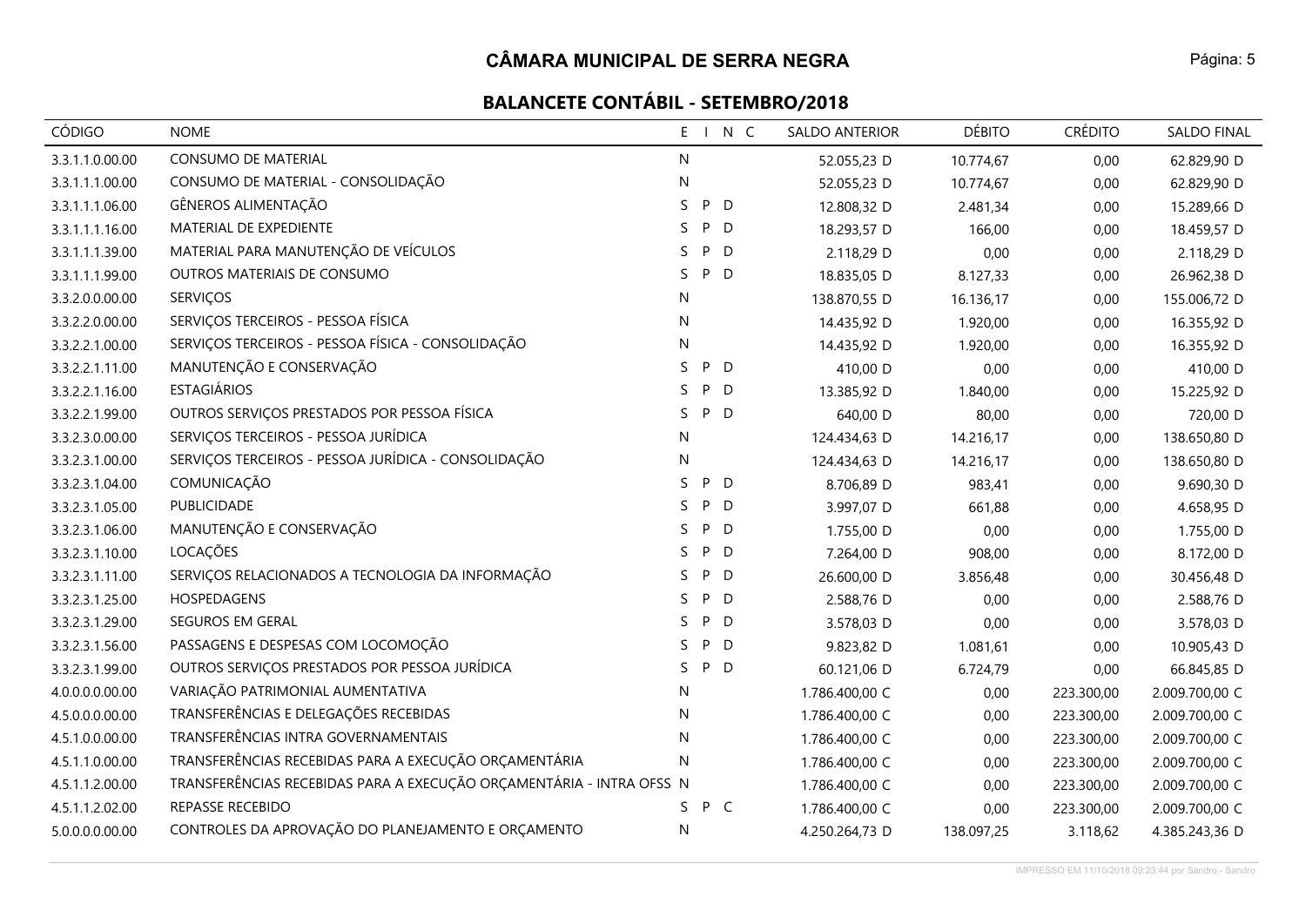# CÂMARA MUNICIPAL DE SERRA NEGRA

## BALANCETE CONTÁBIL - SETEMBRO/2018

| CÓDIGO | NOME | E | I | N | C | SALDO ANTERIOR | DÉBITO | CRÉDITO | SALDO FINAL |
|---|---|---|---|---|---|---|---|---|---|
| 3.3.1.1.0.00.00 | CONSUMO DE MATERIAL | N | | | | 52.055,23 D | 10.774,67 | 0,00 | 62.829,90 D |
| 3.3.1.1.1.00.00 | CONSUMO DE MATERIAL - CONSOLIDAÇÃO | N | | | | 52.055,23 D | 10.774,67 | 0,00 | 62.829,90 D |
| 3.3.1.1.1.06.00 | GÊNEROS ALIMENTAÇÃO | S | P | D | | 12.808,32 D | 2.481,34 | 0,00 | 15.289,66 D |
| 3.3.1.1.1.16.00 | MATERIAL DE EXPEDIENTE | S | P | D | | 18.293,57 D | 166,00 | 0,00 | 18.459,57 D |
| 3.3.1.1.1.39.00 | MATERIAL PARA MANUTENÇÃO DE VEÍCULOS | S | P | D | | 2.118,29 D | 0,00 | 0,00 | 2.118,29 D |
| 3.3.1.1.1.99.00 | OUTROS MATERIAIS DE CONSUMO | S | P | D | | 18.835,05 D | 8.127,33 | 0,00 | 26.962,38 D |
| 3.3.2.0.0.00.00 | SERVIÇOS | N | | | | 138.870,55 D | 16.136,17 | 0,00 | 155.006,72 D |
| 3.3.2.2.0.00.00 | SERVIÇOS TERCEIROS - PESSOA FÍSICA | N | | | | 14.435,92 D | 1.920,00 | 0,00 | 16.355,92 D |
| 3.3.2.2.1.00.00 | SERVIÇOS TERCEIROS - PESSOA FÍSICA - CONSOLIDAÇÃO | N | | | | 14.435,92 D | 1.920,00 | 0,00 | 16.355,92 D |
| 3.3.2.2.1.11.00 | MANUTENÇÃO E CONSERVAÇÃO | S | P | D | | 410,00 D | 0,00 | 0,00 | 410,00 D |
| 3.3.2.2.1.16.00 | ESTAGIÁRIOS | S | P | D | | 13.385,92 D | 1.840,00 | 0,00 | 15.225,92 D |
| 3.3.2.2.1.99.00 | OUTROS SERVIÇOS PRESTADOS POR PESSOA FÍSICA | S | P | D | | 640,00 D | 80,00 | 0,00 | 720,00 D |
| 3.3.2.3.0.00.00 | SERVIÇOS TERCEIROS - PESSOA JURÍDICA | N | | | | 124.434,63 D | 14.216,17 | 0,00 | 138.650,80 D |
| 3.3.2.3.1.00.00 | SERVIÇOS TERCEIROS - PESSOA JURÍDICA - CONSOLIDAÇÃO | N | | | | 124.434,63 D | 14.216,17 | 0,00 | 138.650,80 D |
| 3.3.2.3.1.04.00 | COMUNICAÇÃO | S | P | D | | 8.706,89 D | 983,41 | 0,00 | 9.690,30 D |
| 3.3.2.3.1.05.00 | PUBLICIDADE | S | P | D | | 3.997,07 D | 661,88 | 0,00 | 4.658,95 D |
| 3.3.2.3.1.06.00 | MANUTENÇÃO E CONSERVAÇÃO | S | P | D | | 1.755,00 D | 0,00 | 0,00 | 1.755,00 D |
| 3.3.2.3.1.10.00 | LOCAÇÕES | S | P | D | | 7.264,00 D | 908,00 | 0,00 | 8.172,00 D |
| 3.3.2.3.1.11.00 | SERVIÇOS RELACIONADOS A TECNOLOGIA DA INFORMAÇÃO | S | P | D | | 26.600,00 D | 3.856,48 | 0,00 | 30.456,48 D |
| 3.3.2.3.1.25.00 | HOSPEDAGENS | S | P | D | | 2.588,76 D | 0,00 | 0,00 | 2.588,76 D |
| 3.3.2.3.1.29.00 | SEGUROS EM GERAL | S | P | D | | 3.578,03 D | 0,00 | 0,00 | 3.578,03 D |
| 3.3.2.3.1.56.00 | PASSAGENS E DESPESAS COM LOCOMOÇÃO | S | P | D | | 9.823,82 D | 1.081,61 | 0,00 | 10.905,43 D |
| 3.3.2.3.1.99.00 | OUTROS SERVIÇOS PRESTADOS POR PESSOA JURÍDICA | S | P | D | | 60.121,06 D | 6.724,79 | 0,00 | 66.845,85 D |
| 4.0.0.0.0.00.00 | VARIAÇÃO PATRIMONIAL AUMENTATIVA | N | | | | 1.786.400,00 C | 0,00 | 223.300,00 | 2.009.700,00 C |
| 4.5.0.0.0.00.00 | TRANSFERÊNCIAS E DELEGAÇÕES RECEBIDAS | N | | | | 1.786.400,00 C | 0,00 | 223.300,00 | 2.009.700,00 C |
| 4.5.1.0.0.00.00 | TRANSFERÊNCIAS INTRA GOVERNAMENTAIS | N | | | | 1.786.400,00 C | 0,00 | 223.300,00 | 2.009.700,00 C |
| 4.5.1.1.0.00.00 | TRANSFERÊNCIAS RECEBIDAS PARA A EXECUÇÃO ORÇAMENTÁRIA | N | | | | 1.786.400,00 C | 0,00 | 223.300,00 | 2.009.700,00 C |
| 4.5.1.1.2.00.00 | TRANSFERÊNCIAS RECEBIDAS PARA A EXECUÇÃO ORÇAMENTÁRIA - INTRA OFSS | N | | | | 1.786.400,00 C | 0,00 | 223.300,00 | 2.009.700,00 C |
| 4.5.1.1.2.02.00 | REPASSE RECEBIDO | S | P | C | | 1.786.400,00 C | 0,00 | 223.300,00 | 2.009.700,00 C |
| 5.0.0.0.0.00.00 | CONTROLES DA APROVAÇÃO DO PLANEJAMENTO E ORÇAMENTO | N | | | | 4.250.264,73 D | 138.097,25 | 3.118,62 | 4.385.243,36 D |

IMPRESSO EM 11/10/2018 09:23:44 por Sandro - Sandro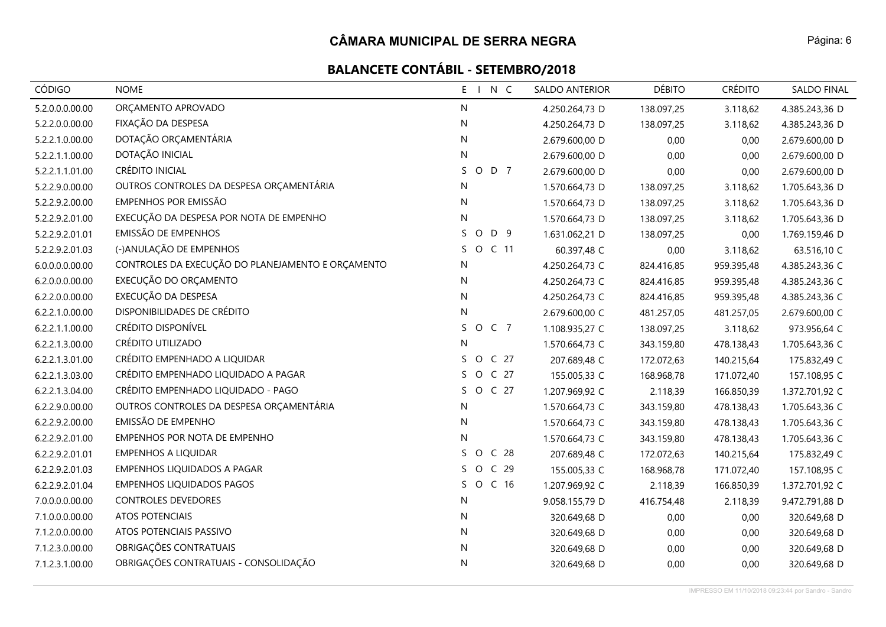# CÂMARA MUNICIPAL DE SERRA NEGRA

## BALANCETE CONTÁBIL - SETEMBRO/2018

| CÓDIGO | NOME | E I N C | SALDO ANTERIOR | DÉBITO | CRÉDITO | SALDO FINAL |
|---|---|---|---|---|---|---|
| 5.2.0.0.0.00.00 | ORÇAMENTO APROVADO | N | 4.250.264,73 D | 138.097,25 | 3.118,62 | 4.385.243,36 D |
| 5.2.2.0.0.00.00 | FIXAÇÃO DA DESPESA | N | 4.250.264,73 D | 138.097,25 | 3.118,62 | 4.385.243,36 D |
| 5.2.2.1.0.00.00 | DOTAÇÃO ORÇAMENTÁRIA | N | 2.679.600,00 D | 0,00 | 0,00 | 2.679.600,00 D |
| 5.2.2.1.1.00.00 | DOTAÇÃO INICIAL | N | 2.679.600,00 D | 0,00 | 0,00 | 2.679.600,00 D |
| 5.2.2.1.1.01.00 | CRÉDITO INICIAL | S O D 7 | 2.679.600,00 D | 0,00 | 0,00 | 2.679.600,00 D |
| 5.2.2.9.0.00.00 | OUTROS CONTROLES DA DESPESA ORÇAMENTÁRIA | N | 1.570.664,73 D | 138.097,25 | 3.118,62 | 1.705.643,36 D |
| 5.2.2.9.2.00.00 | EMPENHOS POR EMISSÃO | N | 1.570.664,73 D | 138.097,25 | 3.118,62 | 1.705.643,36 D |
| 5.2.2.9.2.01.00 | EXECUÇÃO DA DESPESA POR NOTA DE EMPENHO | N | 1.570.664,73 D | 138.097,25 | 3.118,62 | 1.705.643,36 D |
| 5.2.2.9.2.01.01 | EMISSÃO DE EMPENHOS | S O D 9 | 1.631.062,21 D | 138.097,25 | 0,00 | 1.769.159,46 D |
| 5.2.2.9.2.01.03 | (-)ANULAÇÃO DE EMPENHOS | S O C 11 | 60.397,48 C | 0,00 | 3.118,62 | 63.516,10 C |
| 6.0.0.0.0.00.00 | CONTROLES DA EXECUÇÃO DO PLANEJAMENTO E ORÇAMENTO | N | 4.250.264,73 C | 824.416,85 | 959.395,48 | 4.385.243,36 C |
| 6.2.0.0.0.00.00 | EXECUÇÃO DO ORÇAMENTO | N | 4.250.264,73 C | 824.416,85 | 959.395,48 | 4.385.243,36 C |
| 6.2.2.0.0.00.00 | EXECUÇÃO DA DESPESA | N | 4.250.264,73 C | 824.416,85 | 959.395,48 | 4.385.243,36 C |
| 6.2.2.1.0.00.00 | DISPONIBILIDADES DE CRÉDITO | N | 2.679.600,00 C | 481.257,05 | 481.257,05 | 2.679.600,00 C |
| 6.2.2.1.1.00.00 | CRÉDITO DISPONÍVEL | S O C 7 | 1.108.935,27 C | 138.097,25 | 3.118,62 | 973.956,64 C |
| 6.2.2.1.3.00.00 | CRÉDITO UTILIZADO | N | 1.570.664,73 C | 343.159,80 | 478.138,43 | 1.705.643,36 C |
| 6.2.2.1.3.01.00 | CRÉDITO EMPENHADO A LIQUIDAR | S O C 27 | 207.689,48 C | 172.072,63 | 140.215,64 | 175.832,49 C |
| 6.2.2.1.3.03.00 | CRÉDITO EMPENHADO LIQUIDADO A PAGAR | S O C 27 | 155.005,33 C | 168.968,78 | 171.072,40 | 157.108,95 C |
| 6.2.2.1.3.04.00 | CRÉDITO EMPENHADO LIQUIDADO - PAGO | S O C 27 | 1.207.969,92 C | 2.118,39 | 166.850,39 | 1.372.701,92 C |
| 6.2.2.9.0.00.00 | OUTROS CONTROLES DA DESPESA ORÇAMENTÁRIA | N | 1.570.664,73 C | 343.159,80 | 478.138,43 | 1.705.643,36 C |
| 6.2.2.9.2.00.00 | EMISSÃO DE EMPENHO | N | 1.570.664,73 C | 343.159,80 | 478.138,43 | 1.705.643,36 C |
| 6.2.2.9.2.01.00 | EMPENHOS POR NOTA DE EMPENHO | N | 1.570.664,73 C | 343.159,80 | 478.138,43 | 1.705.643,36 C |
| 6.2.2.9.2.01.01 | EMPENHOS A LIQUIDAR | S O C 28 | 207.689,48 C | 172.072,63 | 140.215,64 | 175.832,49 C |
| 6.2.2.9.2.01.03 | EMPENHOS LIQUIDADOS A PAGAR | S O C 29 | 155.005,33 C | 168.968,78 | 171.072,40 | 157.108,95 C |
| 6.2.2.9.2.01.04 | EMPENHOS LIQUIDADOS PAGOS | S O C 16 | 1.207.969,92 C | 2.118,39 | 166.850,39 | 1.372.701,92 C |
| 7.0.0.0.0.00.00 | CONTROLES DEVEDORES | N | 9.058.155,79 D | 416.754,48 | 2.118,39 | 9.472.791,88 D |
| 7.1.0.0.0.00.00 | ATOS POTENCIAIS | N | 320.649,68 D | 0,00 | 0,00 | 320.649,68 D |
| 7.1.2.0.0.00.00 | ATOS POTENCIAIS PASSIVO | N | 320.649,68 D | 0,00 | 0,00 | 320.649,68 D |
| 7.1.2.3.0.00.00 | OBRIGAÇÕES CONTRATUAIS | N | 320.649,68 D | 0,00 | 0,00 | 320.649,68 D |
| 7.1.2.3.1.00.00 | OBRIGAÇÕES CONTRATUAIS - CONSOLIDAÇÃO | N | 320.649,68 D | 0,00 | 0,00 | 320.649,68 D |

IMPRESSO EM 11/10/2018 09:23:44 por Sandro - Sandro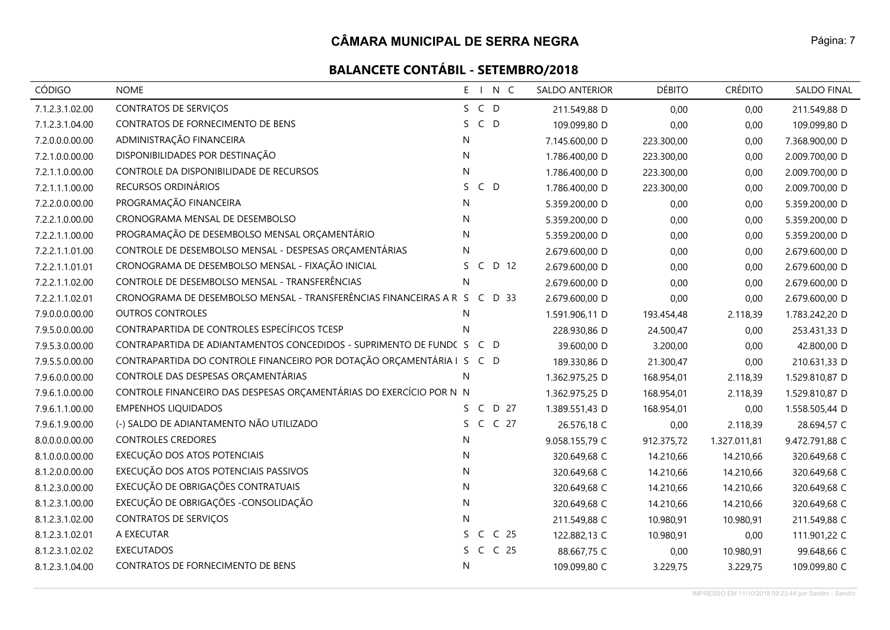# CÂMARA MUNICIPAL DE SERRA NEGRA

## BALANCETE CONTÁBIL - SETEMBRO/2018

| CÓDIGO | NOME | E | I | N | C | SALDO ANTERIOR | DÉBITO | CRÉDITO | SALDO FINAL |
|---|---|---|---|---|---|---|---|---|---|
| 7.1.2.3.1.02.00 | CONTRATOS DE SERVIÇOS | S | C | D | | 211.549,88 D | 0,00 | 0,00 | 211.549,88 D |
| 7.1.2.3.1.04.00 | CONTRATOS DE FORNECIMENTO DE BENS | S | C | D | | 109.099,80 D | 0,00 | 0,00 | 109.099,80 D |
| 7.2.0.0.0.00.00 | ADMINISTRAÇÃO FINANCEIRA | N | | | | 7.145.600,00 D | 223.300,00 | 0,00 | 7.368.900,00 D |
| 7.2.1.0.0.00.00 | DISPONIBILIDADES POR DESTINAÇÃO | N | | | | 1.786.400,00 D | 223.300,00 | 0,00 | 2.009.700,00 D |
| 7.2.1.1.0.00.00 | CONTROLE DA DISPONIBILIDADE DE RECURSOS | N | | | | 1.786.400,00 D | 223.300,00 | 0,00 | 2.009.700,00 D |
| 7.2.1.1.1.00.00 | RECURSOS ORDINÁRIOS | S | C | D | | 1.786.400,00 D | 223.300,00 | 0,00 | 2.009.700,00 D |
| 7.2.2.0.0.00.00 | PROGRAMAÇÃO FINANCEIRA | N | | | | 5.359.200,00 D | 0,00 | 0,00 | 5.359.200,00 D |
| 7.2.2.1.0.00.00 | CRONOGRAMA MENSAL DE DESEMBOLSO | N | | | | 5.359.200,00 D | 0,00 | 0,00 | 5.359.200,00 D |
| 7.2.2.1.1.00.00 | PROGRAMAÇÃO DE DESEMBOLSO MENSAL ORÇAMENTÁRIO | N | | | | 5.359.200,00 D | 0,00 | 0,00 | 5.359.200,00 D |
| 7.2.2.1.1.01.00 | CONTROLE DE DESEMBOLSO MENSAL - DESPESAS ORÇAMENTÁRIAS | N | | | | 2.679.600,00 D | 0,00 | 0,00 | 2.679.600,00 D |
| 7.2.2.1.1.01.01 | CRONOGRAMA DE DESEMBOLSO MENSAL - FIXAÇÃO INICIAL | S | C | D | 12 | 2.679.600,00 D | 0,00 | 0,00 | 2.679.600,00 D |
| 7.2.2.1.1.02.00 | CONTROLE DE DESEMBOLSO MENSAL - TRANSFERÊNCIAS | N | | | | 2.679.600,00 D | 0,00 | 0,00 | 2.679.600,00 D |
| 7.2.2.1.1.02.01 | CRONOGRAMA DE DESEMBOLSO MENSAL - TRANSFERÊNCIAS FINANCEIRAS A R | S | C | D | 33 | 2.679.600,00 D | 0,00 | 0,00 | 2.679.600,00 D |
| 7.9.0.0.0.00.00 | OUTROS CONTROLES | N | | | | 1.591.906,11 D | 193.454,48 | 2.118,39 | 1.783.242,20 D |
| 7.9.5.0.0.00.00 | CONTRAPARTIDA DE CONTROLES ESPECÍFICOS TCESP | N | | | | 228.930,86 D | 24.500,47 | 0,00 | 253.431,33 D |
| 7.9.5.3.0.00.00 | CONTRAPARTIDA DE ADIANTAMENTOS CONCEDIDOS - SUPRIMENTO DE FUNDC | S | C | D | | 39.600,00 D | 3.200,00 | 0,00 | 42.800,00 D |
| 7.9.5.5.0.00.00 | CONTRAPARTIDA DO CONTROLE FINANCEIRO POR DOTAÇÃO ORÇAMENTÁRIA I | S | C | D | | 189.330,86 D | 21.300,47 | 0,00 | 210.631,33 D |
| 7.9.6.0.0.00.00 | CONTROLE DAS DESPESAS ORÇAMENTÁRIAS | N | | | | 1.362.975,25 D | 168.954,01 | 2.118,39 | 1.529.810,87 D |
| 7.9.6.1.0.00.00 | CONTROLE FINANCEIRO DAS DESPESAS ORÇAMENTÁRIAS DO EXERCÍCIO POR N | N | | | | 1.362.975,25 D | 168.954,01 | 2.118,39 | 1.529.810,87 D |
| 7.9.6.1.1.00.00 | EMPENHOS LIQUIDADOS | S | C | D | 27 | 1.389.551,43 D | 168.954,01 | 0,00 | 1.558.505,44 D |
| 7.9.6.1.9.00.00 | (-) SALDO DE ADIANTAMENTO NÃO UTILIZADO | S | C | C | 27 | 26.576,18 C | 0,00 | 2.118,39 | 28.694,57 C |
| 8.0.0.0.0.00.00 | CONTROLES CREDORES | N | | | | 9.058.155,79 C | 912.375,72 | 1.327.011,81 | 9.472.791,88 C |
| 8.1.0.0.0.00.00 | EXECUÇÃO DOS ATOS POTENCIAIS | N | | | | 320.649,68 C | 14.210,66 | 14.210,66 | 320.649,68 C |
| 8.1.2.0.0.00.00 | EXECUÇÃO DOS ATOS POTENCIAIS PASSIVOS | N | | | | 320.649,68 C | 14.210,66 | 14.210,66 | 320.649,68 C |
| 8.1.2.3.0.00.00 | EXECUÇÃO DE OBRIGAÇÕES CONTRATUAIS | N | | | | 320.649,68 C | 14.210,66 | 14.210,66 | 320.649,68 C |
| 8.1.2.3.1.00.00 | EXECUÇÃO DE OBRIGAÇÕES -CONSOLIDAÇÃO | N | | | | 320.649,68 C | 14.210,66 | 14.210,66 | 320.649,68 C |
| 8.1.2.3.1.02.00 | CONTRATOS DE SERVIÇOS | N | | | | 211.549,88 C | 10.980,91 | 10.980,91 | 211.549,88 C |
| 8.1.2.3.1.02.01 | A EXECUTAR | S | C | C | 25 | 122.882,13 C | 10.980,91 | 0,00 | 111.901,22 C |
| 8.1.2.3.1.02.02 | EXECUTADOS | S | C | C | 25 | 88.667,75 C | 0,00 | 10.980,91 | 99.648,66 C |
| 8.1.2.3.1.04.00 | CONTRATOS DE FORNECIMENTO DE BENS | N | | | | 109.099,80 C | 3.229,75 | 3.229,75 | 109.099,80 C |

IMPRESSO EM 11/10/2018 09:23:44 por Sandro - Sandro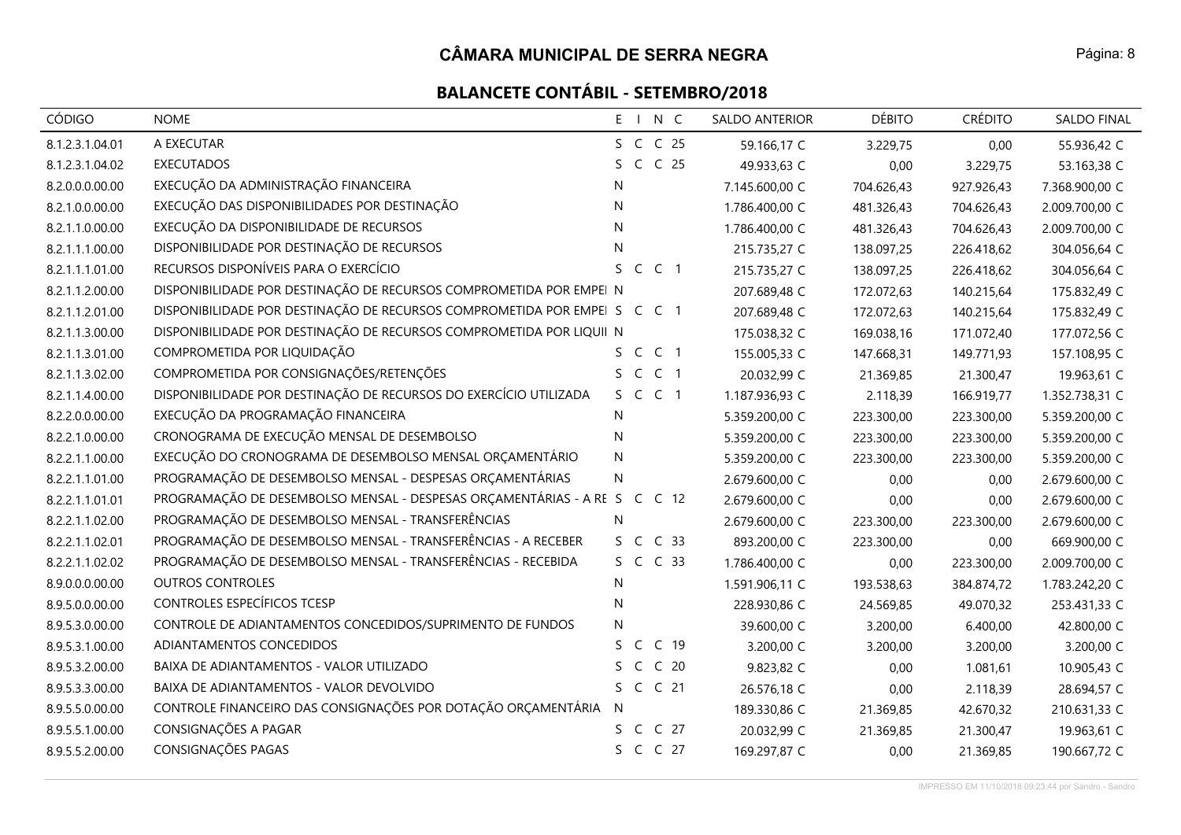# CÂMARA MUNICIPAL DE SERRA NEGRA

## BALANCETE CONTÁBIL - SETEMBRO/2018

| CÓDIGO | NOME | E | I | N | C | SALDO ANTERIOR | DÉBITO | CRÉDITO | SALDO FINAL |
|---|---|---|---|---|---|---|---|---|---|
| 8.1.2.3.1.04.01 | A EXECUTAR | S | C | C | 25 | 59.166,17 C | 3.229,75 | 0,00 | 55.936,42 C |
| 8.1.2.3.1.04.02 | EXECUTADOS | S | C | C | 25 | 49.933,63 C | 0,00 | 3.229,75 | 53.163,38 C |
| 8.2.0.0.0.00.00 | EXECUÇÃO DA ADMINISTRAÇÃO FINANCEIRA | N | | | | 7.145.600,00 C | 704.626,43 | 927.926,43 | 7.368.900,00 C |
| 8.2.1.0.0.00.00 | EXECUÇÃO DAS DISPONIBILIDADES POR DESTINAÇÃO | N | | | | 1.786.400,00 C | 481.326,43 | 704.626,43 | 2.009.700,00 C |
| 8.2.1.1.0.00.00 | EXECUÇÃO DA DISPONIBILIDADE DE RECURSOS | N | | | | 1.786.400,00 C | 481.326,43 | 704.626,43 | 2.009.700,00 C |
| 8.2.1.1.1.00.00 | DISPONIBILIDADE POR DESTINAÇÃO DE RECURSOS | N | | | | 215.735,27 C | 138.097,25 | 226.418,62 | 304.056,64 C |
| 8.2.1.1.1.01.00 | RECURSOS DISPONÍVEIS PARA O EXERCÍCIO | S | C | C | 1 | 215.735,27 C | 138.097,25 | 226.418,62 | 304.056,64 C |
| 8.2.1.1.2.00.00 | DISPONIBILIDADE POR DESTINAÇÃO DE RECURSOS COMPROMETIDA POR EMPEI | N | | | | 207.689,48 C | 172.072,63 | 140.215,64 | 175.832,49 C |
| 8.2.1.1.2.01.00 | DISPONIBILIDADE POR DESTINAÇÃO DE RECURSOS COMPROMETIDA POR EMPEI | S | C | C | 1 | 207.689,48 C | 172.072,63 | 140.215,64 | 175.832,49 C |
| 8.2.1.1.3.00.00 | DISPONIBILIDADE POR DESTINAÇÃO DE RECURSOS COMPROMETIDA POR LIQUII | N | | | | 175.038,32 C | 169.038,16 | 171.072,40 | 177.072,56 C |
| 8.2.1.1.3.01.00 | COMPROMETIDA POR LIQUIDAÇÃO | S | C | C | 1 | 155.005,33 C | 147.668,31 | 149.771,93 | 157.108,95 C |
| 8.2.1.1.3.02.00 | COMPROMETIDA POR CONSIGNAÇÕES/RETENÇÕES | S | C | C | 1 | 20.032,99 C | 21.369,85 | 21.300,47 | 19.963,61 C |
| 8.2.1.1.4.00.00 | DISPONIBILIDADE POR DESTINAÇÃO DE RECURSOS DO EXERCÍCIO UTILIZADA | S | C | C | 1 | 1.187.936,93 C | 2.118,39 | 166.919,77 | 1.352.738,31 C |
| 8.2.2.0.0.00.00 | EXECUÇÃO DA PROGRAMAÇÃO FINANCEIRA | N | | | | 5.359.200,00 C | 223.300,00 | 223.300,00 | 5.359.200,00 C |
| 8.2.2.1.0.00.00 | CRONOGRAMA DE EXECUÇÃO MENSAL DE DESEMBOLSO | N | | | | 5.359.200,00 C | 223.300,00 | 223.300,00 | 5.359.200,00 C |
| 8.2.2.1.1.00.00 | EXECUÇÃO DO CRONOGRAMA DE DESEMBOLSO MENSAL ORÇAMENTÁRIO | N | | | | 5.359.200,00 C | 223.300,00 | 223.300,00 | 5.359.200,00 C |
| 8.2.2.1.1.01.00 | PROGRAMAÇÃO DE DESEMBOLSO MENSAL - DESPESAS ORÇAMENTÁRIAS | N | | | | 2.679.600,00 C | 0,00 | 0,00 | 2.679.600,00 C |
| 8.2.2.1.1.01.01 | PROGRAMAÇÃO DE DESEMBOLSO MENSAL - DESPESAS ORÇAMENTÁRIAS - A RE | S | C | C | 12 | 2.679.600,00 C | 0,00 | 0,00 | 2.679.600,00 C |
| 8.2.2.1.1.02.00 | PROGRAMAÇÃO DE DESEMBOLSO MENSAL - TRANSFERÊNCIAS | N | | | | 2.679.600,00 C | 223.300,00 | 223.300,00 | 2.679.600,00 C |
| 8.2.2.1.1.02.01 | PROGRAMAÇÃO DE DESEMBOLSO MENSAL - TRANSFERÊNCIAS - A RECEBER | S | C | C | 33 | 893.200,00 C | 223.300,00 | 0,00 | 669.900,00 C |
| 8.2.2.1.1.02.02 | PROGRAMAÇÃO DE DESEMBOLSO MENSAL - TRANSFERÊNCIAS - RECEBIDA | S | C | C | 33 | 1.786.400,00 C | 0,00 | 223.300,00 | 2.009.700,00 C |
| 8.9.0.0.0.00.00 | OUTROS CONTROLES | N | | | | 1.591.906,11 C | 193.538,63 | 384.874,72 | 1.783.242,20 C |
| 8.9.5.0.0.00.00 | CONTROLES ESPECÍFICOS TCESP | N | | | | 228.930,86 C | 24.569,85 | 49.070,32 | 253.431,33 C |
| 8.9.5.3.0.00.00 | CONTROLE DE ADIANTAMENTOS CONCEDIDOS/SUPRIMENTO DE FUNDOS | N | | | | 39.600,00 C | 3.200,00 | 6.400,00 | 42.800,00 C |
| 8.9.5.3.1.00.00 | ADIANTAMENTOS CONCEDIDOS | S | C | C | 19 | 3.200,00 C | 3.200,00 | 3.200,00 | 3.200,00 C |
| 8.9.5.3.2.00.00 | BAIXA DE ADIANTAMENTOS - VALOR UTILIZADO | S | C | C | 20 | 9.823,82 C | 0,00 | 1.081,61 | 10.905,43 C |
| 8.9.5.3.3.00.00 | BAIXA DE ADIANTAMENTOS - VALOR DEVOLVIDO | S | C | C | 21 | 26.576,18 C | 0,00 | 2.118,39 | 28.694,57 C |
| 8.9.5.5.0.00.00 | CONTROLE FINANCEIRO DAS CONSIGNAÇÕES POR DOTAÇÃO ORÇAMENTÁRIA | N | | | | 189.330,86 C | 21.369,85 | 42.670,32 | 210.631,33 C |
| 8.9.5.5.1.00.00 | CONSIGNAÇÕES A PAGAR | S | C | C | 27 | 20.032,99 C | 21.369,85 | 21.300,47 | 19.963,61 C |
| 8.9.5.5.2.00.00 | CONSIGNAÇÕES PAGAS | S | C | C | 27 | 169.297,87 C | 0,00 | 21.369,85 | 190.667,72 C |

IMPRESSO EM 11/10/2018 09:23:44 por Sandro - Sandro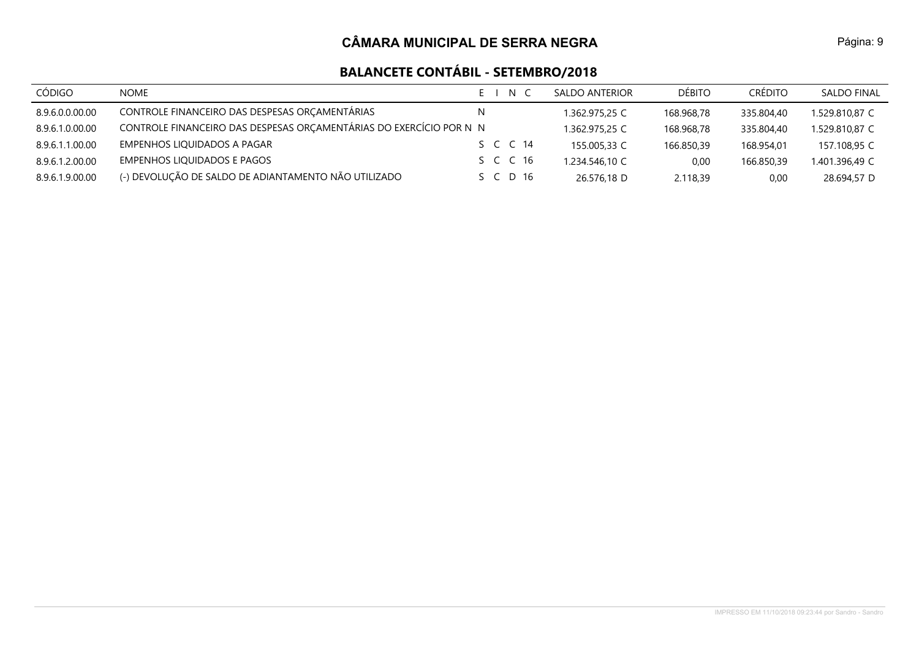## CÂMARA MUNICIPAL DE SERRA NEGRA

### BALANCETE CONTÁBIL - SETEMBRO/2018

| CÓDIGO | NOME | E | I | N | C | SALDO ANTERIOR | DÉBITO | CRÉDITO | SALDO FINAL |
|---|---|---|---|---|---|---|---|---|---|
| 8.9.6.0.0.00.00 | CONTROLE FINANCEIRO DAS DESPESAS ORÇAMENTÁRIAS | N | | | | 1.362.975,25 C | 168.968,78 | 335.804,40 | 1.529.810,87 C |
| 8.9.6.1.0.00.00 | CONTROLE FINANCEIRO DAS DESPESAS ORÇAMENTÁRIAS DO EXERCÍCIO POR N | N | | | | 1.362.975,25 C | 168.968,78 | 335.804,40 | 1.529.810,87 C |
| 8.9.6.1.1.00.00 | EMPENHOS LIQUIDADOS A PAGAR | S | C | C | 14 | 155.005,33 C | 166.850,39 | 168.954,01 | 157.108,95 C |
| 8.9.6.1.2.00.00 | EMPENHOS LIQUIDADOS E PAGOS | S | C | C | 16 | 1.234.546,10 C | 0,00 | 166.850,39 | 1.401.396,49 C |
| 8.9.6.1.9.00.00 | (-) DEVOLUÇÃO DE SALDO DE ADIANTAMENTO NÃO UTILIZADO | S | C | D | 16 | 26.576,18 D | 2.118,39 | 0,00 | 28.694,57 D |

IMPRESSO EM 11/10/2018 09:23:44 por Sandro - Sandro